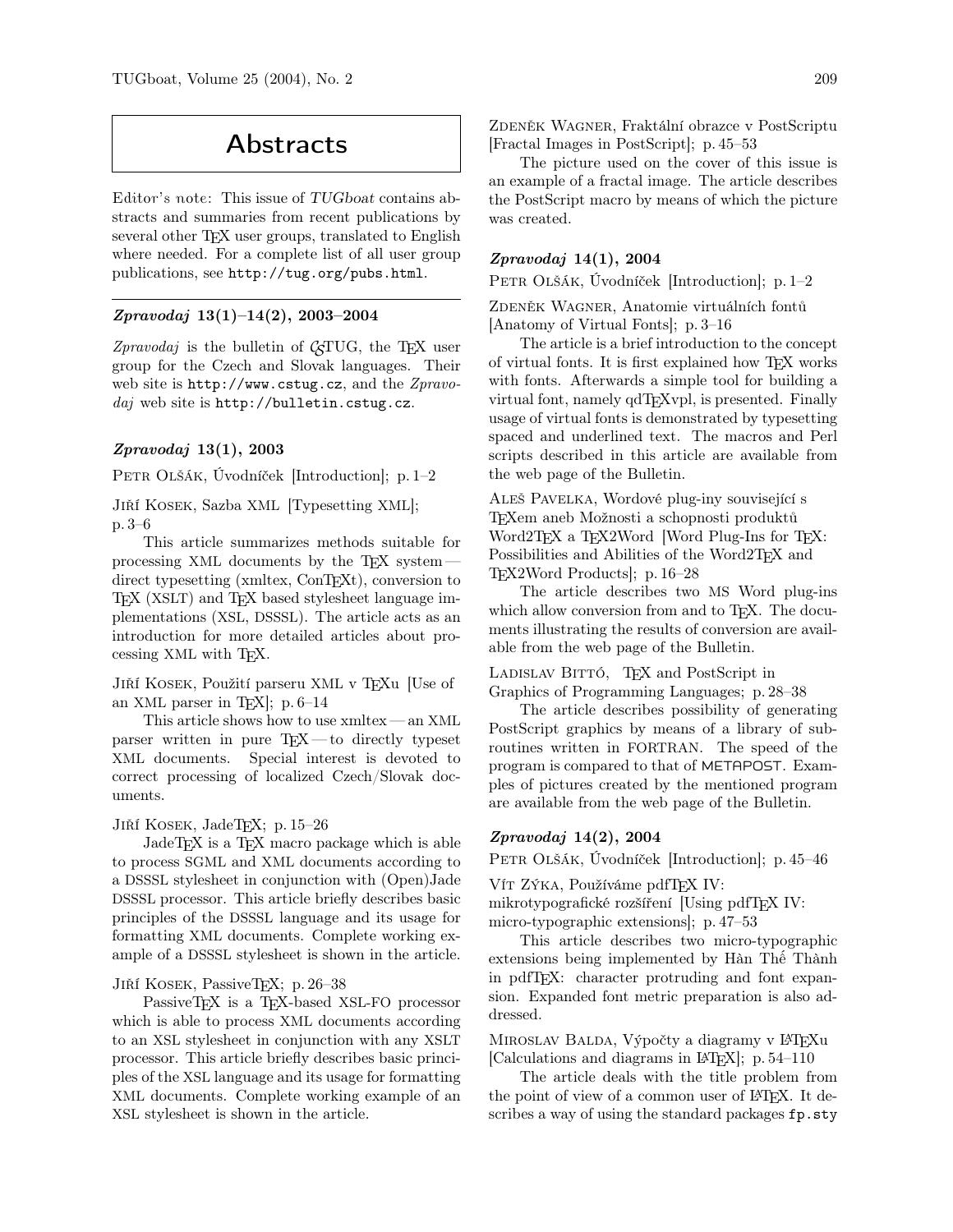# Abstracts

Editor's note: This issue of *TUGboat* contains abstracts and summaries from recent publications by several other TEX user groups, translated to English where needed. For a complete list of all user group publications, see `http://tug.org/pubs.html`.

---

## *Zpravodaj* 13(1)–14(2), 2003–2004

*Zpravodaj* is the bulletin of CSTUG, the TEX user group for the Czech and Slovak languages. Their web site is `http://www.cstug.cz`, and the *Zpravodaj* web site is `http://bulletin.cstug.cz`.

### *Zpravodaj* 13(1), 2003

Petr Olšák, Úvodníček [Introduction]; p. 1–2

Jiří Kosek, Sazba XML [Typesetting XML]; p. 3–6

This article summarizes methods suitable for processing XML documents by the TEX system — direct typesetting (xmltex, ConTEXt), conversion to TEX (XSLT) and TEX based stylesheet language implementations (XSL, DSSSL). The article acts as an introduction for more detailed articles about processing XML with TEX.

Jiří Kosek, Použití parseru XML v TEXu [Use of an XML parser in TEX]; p. 6–14

This article shows how to use xmltex — an XML parser written in pure TEX — to directly typeset XML documents. Special interest is devoted to correct processing of localized Czech/Slovak documents.

Jiří Kosek, JadeTEX; p. 15–26

JadeTEX is a TEX macro package which is able to process SGML and XML documents according to a DSSSL stylesheet in conjunction with (Open)Jade DSSSL processor. This article briefly describes basic principles of the DSSSL language and its usage for formatting XML documents. Complete working example of a DSSSL stylesheet is shown in the article.

Jiří Kosek, PassiveTEX; p. 26–38

PassiveTEX is a TEX-based XSL-FO processor which is able to process XML documents according to an XSL stylesheet in conjunction with any XSLT processor. This article briefly describes basic principles of the XSL language and its usage for formatting XML documents. Complete working example of an XSL stylesheet is shown in the article.

Zdeněk Wagner, Fraktální obrazce v PostScriptu [Fractal Images in PostScript]; p. 45–53

The picture used on the cover of this issue is an example of a fractal image. The article describes the PostScript macro by means of which the picture was created.

### *Zpravodaj* 14(1), 2004

Petr Olšák, Úvodníček [Introduction]; p. 1–2

Zdeněk Wagner, Anatomie virtuálních fontů [Anatomy of Virtual Fonts]; p. 3–16

The article is a brief introduction to the concept of virtual fonts. It is first explained how TEX works with fonts. Afterwards a simple tool for building a virtual font, namely qdTEXvpl, is presented. Finally usage of virtual fonts is demonstrated by typesetting spaced and underlined text. The macros and Perl scripts described in this article are available from the web page of the Bulletin.

Aleš Pavelka, Wordové plug-iny související s TEXem aneb Možnosti a schopnosti produktů Word2TEX a TEX2Word [Word Plug-Ins for TEX: Possibilities and Abilities of the Word2TEX and TEX2Word Products]; p. 16–28

The article describes two MS Word plug-ins which allow conversion from and to TEX. The documents illustrating the results of conversion are available from the web page of the Bulletin.

Ladislav Bittó, TEX and PostScript in Graphics of Programming Languages; p. 28–38

The article describes possibility of generating PostScript graphics by means of a library of subroutines written in FORTRAN. The speed of the program is compared to that of METAPOST. Examples of pictures created by the mentioned program are available from the web page of the Bulletin.

### *Zpravodaj* 14(2), 2004

Petr Olšák, Úvodníček [Introduction]; p. 45–46

Vít Zýka, Používáme pdfTEX IV: mikrotypografické rozšíření [Using pdfTEX IV: micro-typographic extensions]; p. 47–53

This article describes two micro-typographic extensions being implemented by Hàn Thế Thành in pdfTEX: character protruding and font expansion. Expanded font metric preparation is also addressed.

Miroslav Balda, Výpočty a diagramy v LATEXu [Calculations and diagrams in LATEX]; p. 54–110

The article deals with the title problem from the point of view of a common user of LATEX. It describes a way of using the standard packages `fp.sty`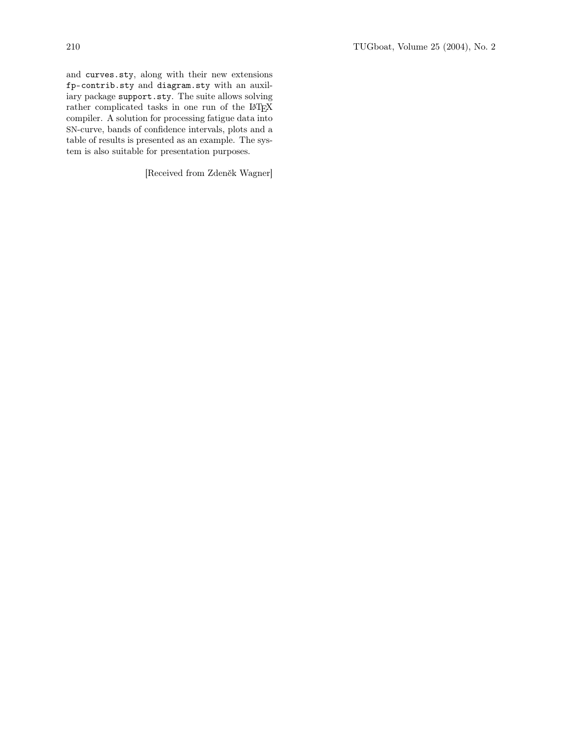and curves.sty, along with their new extensions fp-contrib.sty and diagram.sty with an auxiliary package support.sty. The suite allows solving rather complicated tasks in one run of the LaTeX compiler. A solution for processing fatigue data into SN-curve, bands of confidence intervals, plots and a table of results is presented as an example. The system is also suitable for presentation purposes.

[Received from Zdeněk Wagner]